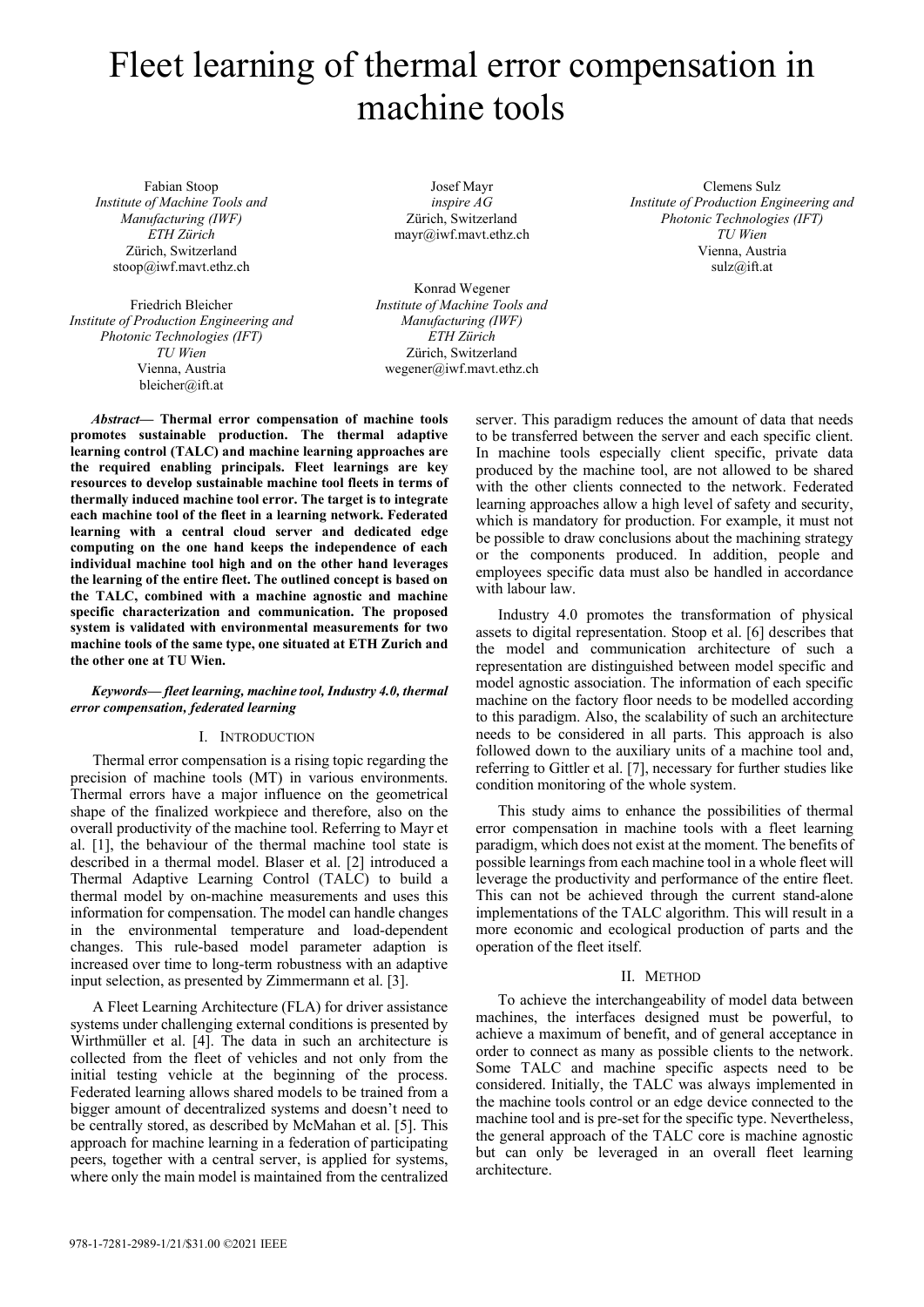# Fleet learning of thermal error compensation in machine tools

Fabian Stoop
*Institute of Machine Tools and Manufacturing (IWF)*
*ETH Zürich*
Zürich, Switzerland
stoop@iwf.mavt.ethz.ch

Josef Mayr
*inspire AG*
Zürich, Switzerland
mayr@iwf.mavt.ethz.ch

Clemens Sulz
*Institute of Production Engineering and Photonic Technologies (IFT)*
*TU Wien*
Vienna, Austria
sulz@ift.at

Friedrich Bleicher
*Institute of Production Engineering and Photonic Technologies (IFT)*
*TU Wien*
Vienna, Austria
bleicher@ift.at

Konrad Wegener
*Institute of Machine Tools and Manufacturing (IWF)*
*ETH Zürich*
Zürich, Switzerland
wegener@iwf.mavt.ethz.ch

***Abstract*— Thermal error compensation of machine tools promotes sustainable production. The thermal adaptive learning control (TALC) and machine learning approaches are the required enabling principals. Fleet learnings are key resources to develop sustainable machine tool fleets in terms of thermally induced machine tool error. The target is to integrate each machine tool of the fleet in a learning network. Federated learning with a central cloud server and dedicated edge computing on the one hand keeps the independence of each individual machine tool high and on the other hand leverages the learning of the entire fleet. The outlined concept is based on the TALC, combined with a machine agnostic and machine specific characterization and communication. The proposed system is validated with environmental measurements for two machine tools of the same type, one situated at ETH Zurich and the other one at TU Wien.**

***Keywords— fleet learning, machine tool, Industry 4.0, thermal error compensation, federated learning***

## I. Introduction

Thermal error compensation is a rising topic regarding the precision of machine tools (MT) in various environments. Thermal errors have a major influence on the geometrical shape of the finalized workpiece and therefore, also on the overall productivity of the machine tool. Referring to Mayr et al. [1], the behaviour of the thermal machine tool state is described in a thermal model. Blaser et al. [2] introduced a Thermal Adaptive Learning Control (TALC) to build a thermal model by on-machine measurements and uses this information for compensation. The model can handle changes in the environmental temperature and load-dependent changes. This rule-based model parameter adaption is increased over time to long-term robustness with an adaptive input selection, as presented by Zimmermann et al. [3].

A Fleet Learning Architecture (FLA) for driver assistance systems under challenging external conditions is presented by Wirthmüller et al. [4]. The data in such an architecture is collected from the fleet of vehicles and not only from the initial testing vehicle at the beginning of the process. Federated learning allows shared models to be trained from a bigger amount of decentralized systems and doesn't need to be centrally stored, as described by McMahan et al. [5]. This approach for machine learning in a federation of participating peers, together with a central server, is applied for systems, where only the main model is maintained from the centralized server. This paradigm reduces the amount of data that needs to be transferred between the server and each specific client. In machine tools especially client specific, private data produced by the machine tool, are not allowed to be shared with the other clients connected to the network. Federated learning approaches allow a high level of safety and security, which is mandatory for production. For example, it must not be possible to draw conclusions about the machining strategy or the components produced. In addition, people and employees specific data must also be handled in accordance with labour law.

Industry 4.0 promotes the transformation of physical assets to digital representation. Stoop et al. [6] describes that the model and communication architecture of such a representation are distinguished between model specific and model agnostic association. The information of each specific machine on the factory floor needs to be modelled according to this paradigm. Also, the scalability of such an architecture needs to be considered in all parts. This approach is also followed down to the auxiliary units of a machine tool and, referring to Gittler et al. [7], necessary for further studies like condition monitoring of the whole system.

This study aims to enhance the possibilities of thermal error compensation in machine tools with a fleet learning paradigm, which does not exist at the moment. The benefits of possible learnings from each machine tool in a whole fleet will leverage the productivity and performance of the entire fleet. This can not be achieved through the current stand-alone implementations of the TALC algorithm. This will result in a more economic and ecological production of parts and the operation of the fleet itself.

## II. Method

To achieve the interchangeability of model data between machines, the interfaces designed must be powerful, to achieve a maximum of benefit, and of general acceptance in order to connect as many as possible clients to the network. Some TALC and machine specific aspects need to be considered. Initially, the TALC was always implemented in the machine tools control or an edge device connected to the machine tool and is pre-set for the specific type. Nevertheless, the general approach of the TALC core is machine agnostic but can only be leveraged in an overall fleet learning architecture.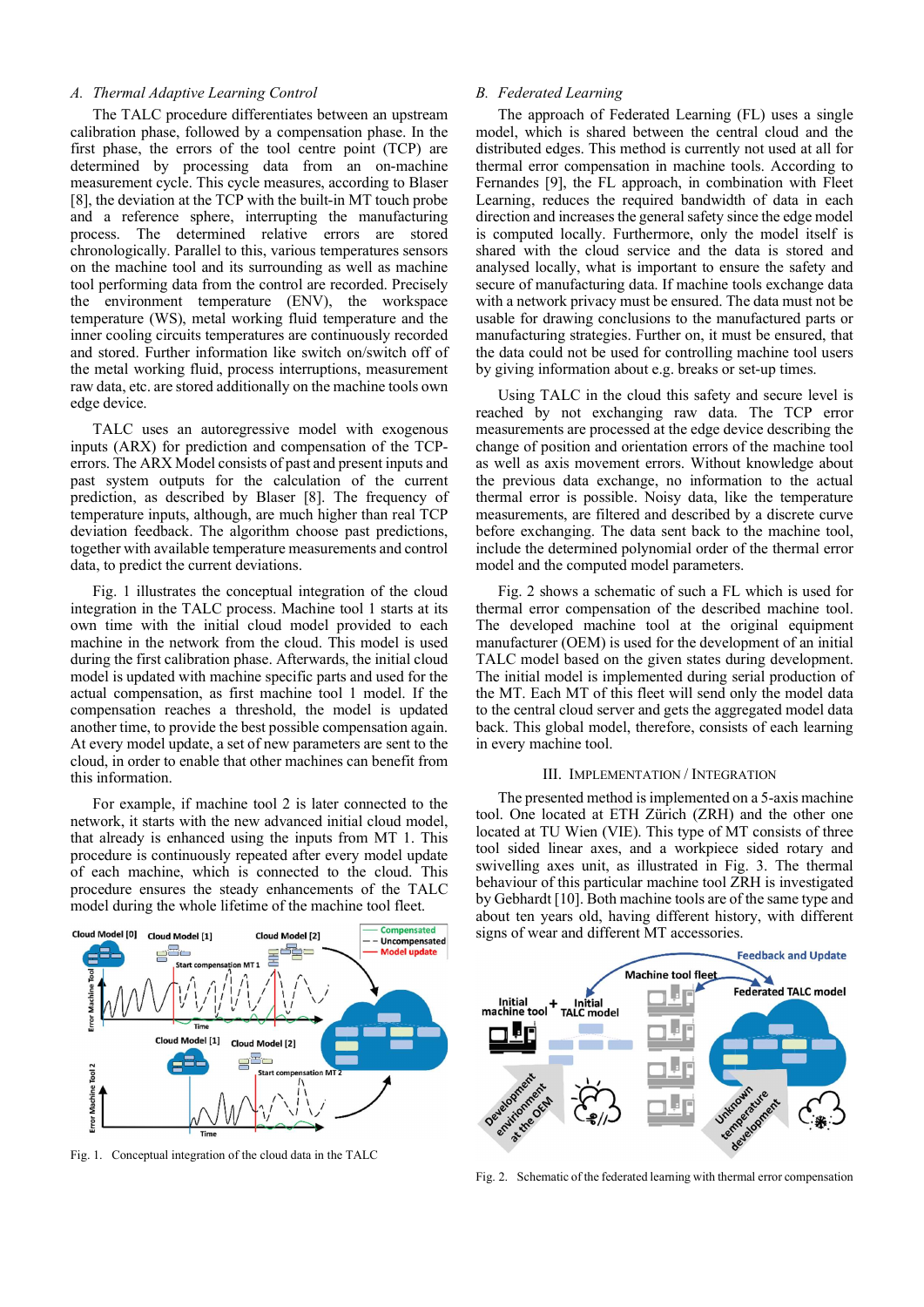### A. Thermal Adaptive Learning Control

The TALC procedure differentiates between an upstream calibration phase, followed by a compensation phase. In the first phase, the errors of the tool centre point (TCP) are determined by processing data from an on-machine measurement cycle. This cycle measures, according to Blaser [8], the deviation at the TCP with the built-in MT touch probe and a reference sphere, interrupting the manufacturing process. The determined relative errors are stored chronologically. Parallel to this, various temperatures sensors on the machine tool and its surrounding as well as machine tool performing data from the control are recorded. Precisely the environment temperature (ENV), the workspace temperature (WS), metal working fluid temperature and the inner cooling circuits temperatures are continuously recorded and stored. Further information like switch on/switch off of the metal working fluid, process interruptions, measurement raw data, etc. are stored additionally on the machine tools own edge device.

TALC uses an autoregressive model with exogenous inputs (ARX) for prediction and compensation of the TCP-errors. The ARX Model consists of past and present inputs and past system outputs for the calculation of the current prediction, as described by Blaser [8]. The frequency of temperature inputs, although, are much higher than real TCP deviation feedback. The algorithm choose past predictions, together with available temperature measurements and control data, to predict the current deviations.

Fig. 1 illustrates the conceptual integration of the cloud integration in the TALC process. Machine tool 1 starts at its own time with the initial cloud model provided to each machine in the network from the cloud. This model is used during the first calibration phase. Afterwards, the initial cloud model is updated with machine specific parts and used for the actual compensation, as first machine tool 1 model. If the compensation reaches a threshold, the model is updated another time, to provide the best possible compensation again. At every model update, a set of new parameters are sent to the cloud, in order to enable that other machines can benefit from this information.

For example, if machine tool 2 is later connected to the network, it starts with the new advanced initial cloud model, that already is enhanced using the inputs from MT 1. This procedure is continuously repeated after every model update of each machine, which is connected to the cloud. This procedure ensures the steady enhancements of the TALC model during the whole lifetime of the machine tool fleet.

Fig. 1. Conceptual integration of the cloud data in the TALC

### B. Federated Learning

The approach of Federated Learning (FL) uses a single model, which is shared between the central cloud and the distributed edges. This method is currently not used at all for thermal error compensation in machine tools. According to Fernandes [9], the FL approach, in combination with Fleet Learning, reduces the required bandwidth of data in each direction and increases the general safety since the edge model is computed locally. Furthermore, only the model itself is shared with the cloud service and the data is stored and analysed locally, what is important to ensure the safety and secure of manufacturing data. If machine tools exchange data with a network privacy must be ensured. The data must not be usable for drawing conclusions to the manufactured parts or manufacturing strategies. Further on, it must be ensured, that the data could not be used for controlling machine tool users by giving information about e.g. breaks or set-up times.

Using TALC in the cloud this safety and secure level is reached by not exchanging raw data. The TCP error measurements are processed at the edge device describing the change of position and orientation errors of the machine tool as well as axis movement errors. Without knowledge about the previous data exchange, no information to the actual thermal error is possible. Noisy data, like the temperature measurements, are filtered and described by a discrete curve before exchanging. The data sent back to the machine tool, include the determined polynomial order of the thermal error model and the computed model parameters.

Fig. 2 shows a schematic of such a FL which is used for thermal error compensation of the described machine tool. The developed machine tool at the original equipment manufacturer (OEM) is used for the development of an initial TALC model based on the given states during development. The initial model is implemented during serial production of the MT. Each MT of this fleet will send only the model data to the central cloud server and gets the aggregated model data back. This global model, therefore, consists of each learning in every machine tool.

## III. Implementation / Integration

The presented method is implemented on a 5-axis machine tool. One located at ETH Zürich (ZRH) and the other one located at TU Wien (VIE). This type of MT consists of three tool sided linear axes, and a workpiece sided rotary and swivelling axes unit, as illustrated in Fig. 3. The thermal behaviour of this particular machine tool ZRH is investigated by Gebhardt [10]. Both machine tools are of the same type and about ten years old, having different history, with different signs of wear and different MT accessories.

Fig. 2. Schematic of the federated learning with thermal error compensation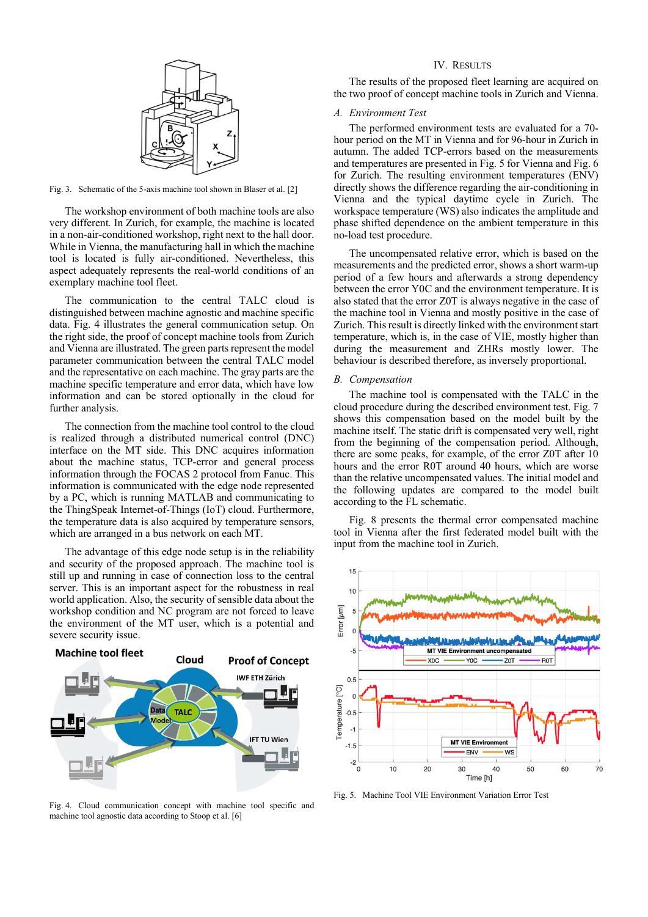Fig. 3. Schematic of the 5-axis machine tool shown in Blaser et al. [2]

The workshop environment of both machine tools are also very different. In Zurich, for example, the machine is located in a non-air-conditioned workshop, right next to the hall door. While in Vienna, the manufacturing hall in which the machine tool is located is fully air-conditioned. Nevertheless, this aspect adequately represents the real-world conditions of an exemplary machine tool fleet.

The communication to the central TALC cloud is distinguished between machine agnostic and machine specific data. Fig. 4 illustrates the general communication setup. On the right side, the proof of concept machine tools from Zurich and Vienna are illustrated. The green parts represent the model parameter communication between the central TALC model and the representative on each machine. The gray parts are the machine specific temperature and error data, which have low information and can be stored optionally in the cloud for further analysis.

The connection from the machine tool control to the cloud is realized through a distributed numerical control (DNC) interface on the MT side. This DNC acquires information about the machine status, TCP-error and general process information through the FOCAS 2 protocol from Fanuc. This information is communicated with the edge node represented by a PC, which is running MATLAB and communicating to the ThingSpeak Internet-of-Things (IoT) cloud. Furthermore, the temperature data is also acquired by temperature sensors, which are arranged in a bus network on each MT.

The advantage of this edge node setup is in the reliability and security of the proposed approach. The machine tool is still up and running in case of connection loss to the central server. This is an important aspect for the robustness in real world application. Also, the security of sensible data about the workshop condition and NC program are not forced to leave the environment of the MT user, which is a potential and severe security issue.

Fig. 4. Cloud communication concept with machine tool specific and machine tool agnostic data according to Stoop et al. [6]

## IV. Results

The results of the proposed fleet learning are acquired on the two proof of concept machine tools in Zurich and Vienna.

### A. Environment Test

The performed environment tests are evaluated for a 70-hour period on the MT in Vienna and for 96-hour in Zurich in autumn. The added TCP-errors based on the measurements and temperatures are presented in Fig. 5 for Vienna and Fig. 6 for Zurich. The resulting environment temperatures (ENV) directly shows the difference regarding the air-conditioning in Vienna and the typical daytime cycle in Zurich. The workspace temperature (WS) also indicates the amplitude and phase shifted dependence on the ambient temperature in this no-load test procedure.

The uncompensated relative error, which is based on the measurements and the predicted error, shows a short warm-up period of a few hours and afterwards a strong dependency between the error Y0C and the environment temperature. It is also stated that the error Z0T is always negative in the case of the machine tool in Vienna and mostly positive in the case of Zurich. This result is directly linked with the environment start temperature, which is, in the case of VIE, mostly higher than during the measurement and ZHRs mostly lower. The behaviour is described therefore, as inversely proportional.

### B. Compensation

The machine tool is compensated with the TALC in the cloud procedure during the described environment test. Fig. 7 shows this compensation based on the model built by the machine itself. The static drift is compensated very well, right from the beginning of the compensation period. Although, there are some peaks, for example, of the error Z0T after 10 hours and the error R0T around 40 hours, which are worse than the relative uncompensated values. The initial model and the following updates are compared to the model built according to the FL schematic.

Fig. 8 presents the thermal error compensated machine tool in Vienna after the first federated model built with the input from the machine tool in Zurich.

Fig. 5. Machine Tool VIE Environment Variation Error Test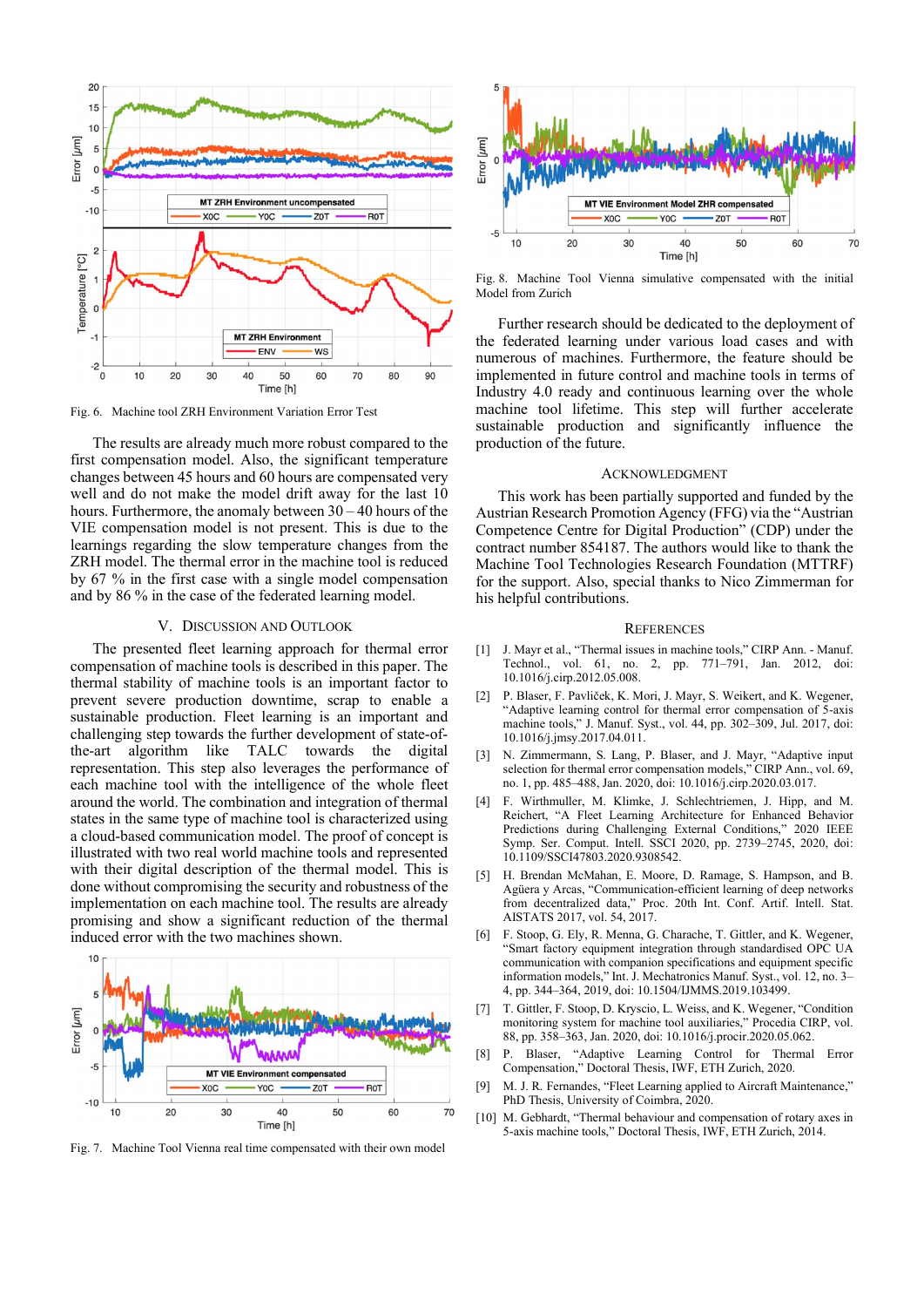Error [µm]

20
15
10
5
0
-5
-10

MT ZRH Environment uncompensated

X0C Y0C Z0T R0T

Temperature [°C]

2
1
0
-1
-2

MT ZRH Environment

ENV WS

0 10 20 30 40 50 60 70 80 90

Time [h]

Fig. 6. Machine tool ZRH Environment Variation Error Test

The results are already much more robust compared to the first compensation model. Also, the significant temperature changes between 45 hours and 60 hours are compensated very well and do not make the model drift away for the last 10 hours. Furthermore, the anomaly between 30 – 40 hours of the VIE compensation model is not present. This is due to the learnings regarding the slow temperature changes from the ZRH model. The thermal error in the machine tool is reduced by 67 % in the first case with a single model compensation and by 86 % in the case of the federated learning model.

## V. Discussion and Outlook

The presented fleet learning approach for thermal error compensation of machine tools is described in this paper. The thermal stability of machine tools is an important factor to prevent severe production downtime, scrap to enable a sustainable production. Fleet learning is an important and challenging step towards the further development of state-of-the-art algorithm like TALC towards the digital representation. This step also leverages the performance of each machine tool with the intelligence of the whole fleet around the world. The combination and integration of thermal states in the same type of machine tool is characterized using a cloud-based communication model. The proof of concept is illustrated with two real world machine tools and represented with their digital description of the thermal model. This is done without compromising the security and robustness of the implementation on each machine tool. The results are already promising and show a significant reduction of the thermal induced error with the two machines shown.

Error [µm]

10
5
0
-5
-10

MT VIE Environment compensated

X0C Y0C Z0T R0T

10 20 30 40 50 60 70

Time [h]

Fig. 7. Machine Tool Vienna real time compensated with their own model

Error [µm]

5
0
-5

MT VIE Environment Model ZHR compensated

X0C Y0C Z0T R0T

10 20 30 40 50 60 70

Time [h]

Fig. 8. Machine Tool Vienna simulative compensated with the initial Model from Zurich

Further research should be dedicated to the deployment of the federated learning under various load cases and with numerous of machines. Furthermore, the feature should be implemented in future control and machine tools in terms of Industry 4.0 ready and continuous learning over the whole machine tool lifetime. This step will further accelerate sustainable production and significantly influence the production of the future.

## Acknowledgment

This work has been partially supported and funded by the Austrian Research Promotion Agency (FFG) via the "Austrian Competence Centre for Digital Production" (CDP) under the contract number 854187. The authors would like to thank the Machine Tool Technologies Research Foundation (MTTRF) for the support. Also, special thanks to Nico Zimmerman for his helpful contributions.

## References

[1] J. Mayr et al., "Thermal issues in machine tools," CIRP Ann. - Manuf. Technol., vol. 61, no. 2, pp. 771–791, Jan. 2012, doi: 10.1016/j.cirp.2012.05.008.

[2] P. Blaser, F. Pavliček, K. Mori, J. Mayr, S. Weikert, and K. Wegener, "Adaptive learning control for thermal error compensation of 5-axis machine tools," J. Manuf. Syst., vol. 44, pp. 302–309, Jul. 2017, doi: 10.1016/j.jmsy.2017.04.011.

[3] N. Zimmermann, S. Lang, P. Blaser, and J. Mayr, "Adaptive input selection for thermal error compensation models," CIRP Ann., vol. 69, no. 1, pp. 485–488, Jan. 2020, doi: 10.1016/j.cirp.2020.03.017.

[4] F. Wirthmuller, M. Klimke, J. Schlechtriemen, J. Hipp, and M. Reichert, "A Fleet Learning Architecture for Enhanced Behavior Predictions during Challenging External Conditions," 2020 IEEE Symp. Ser. Comput. Intell. SSCI 2020, pp. 2739–2745, 2020, doi: 10.1109/SSCI47803.2020.9308542.

[5] H. Brendan McMahan, E. Moore, D. Ramage, S. Hampson, and B. Agüera y Arcas, "Communication-efficient learning of deep networks from decentralized data," Proc. 20th Int. Conf. Artif. Intell. Stat. AISTATS 2017, vol. 54, 2017.

[6] F. Stoop, G. Ely, R. Menna, G. Charache, T. Gittler, and K. Wegener, "Smart factory equipment integration through standardised OPC UA communication with companion specifications and equipment specific information models," Int. J. Mechatronics Manuf. Syst., vol. 12, no. 3–4, pp. 344–364, 2019, doi: 10.1504/IJMMS.2019.103499.

[7] T. Gittler, F. Stoop, D. Kryscio, L. Weiss, and K. Wegener, "Condition monitoring system for machine tool auxiliaries," Procedia CIRP, vol. 88, pp. 358–363, Jan. 2020, doi: 10.1016/j.procir.2020.05.062.

[8] P. Blaser, "Adaptive Learning Control for Thermal Error Compensation," Doctoral Thesis, IWF, ETH Zurich, 2020.

[9] M. J. R. Fernandes, "Fleet Learning applied to Aircraft Maintenance," PhD Thesis, University of Coimbra, 2020.

[10] M. Gebhardt, "Thermal behaviour and compensation of rotary axes in 5-axis machine tools," Doctoral Thesis, IWF, ETH Zurich, 2014.